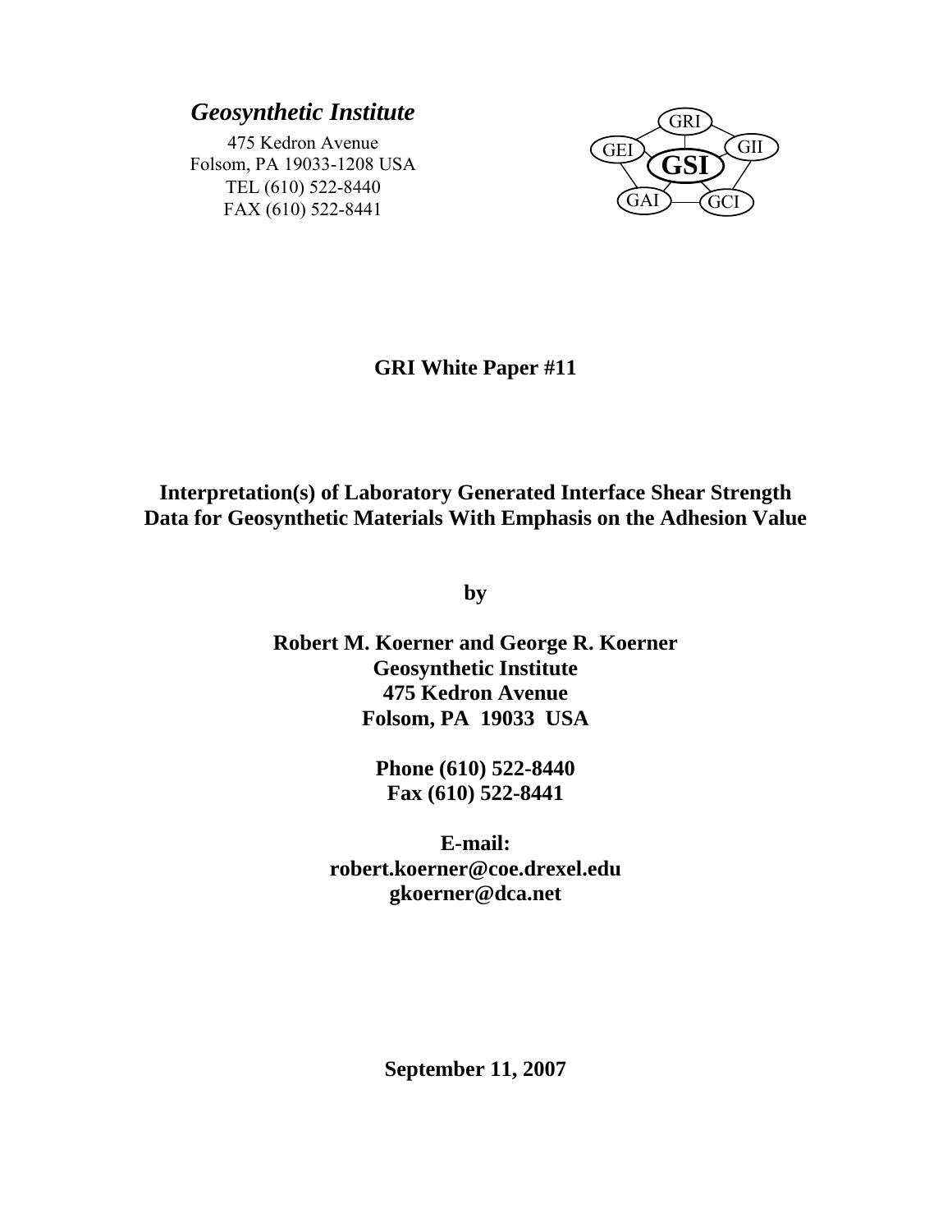*Geosynthetic Institute*

475 Kedron Avenue
Folsom, PA 19033-1208 USA
TEL (610) 522-8440
FAX (610) 522-8441

GRI GII GEI GSI GAI GCI

**GRI White Paper #11**

# Interpretation(s) of Laboratory Generated Interface Shear Strength Data for Geosynthetic Materials With Emphasis on the Adhesion Value

**by**

**Robert M. Koerner and George R. Koerner**
**Geosynthetic Institute**
**475 Kedron Avenue**
**Folsom, PA 19033 USA**

**Phone (610) 522-8440**
**Fax (610) 522-8441**

**E-mail:**
**robert.koerner@coe.drexel.edu**
**gkoerner@dca.net**

**September 11, 2007**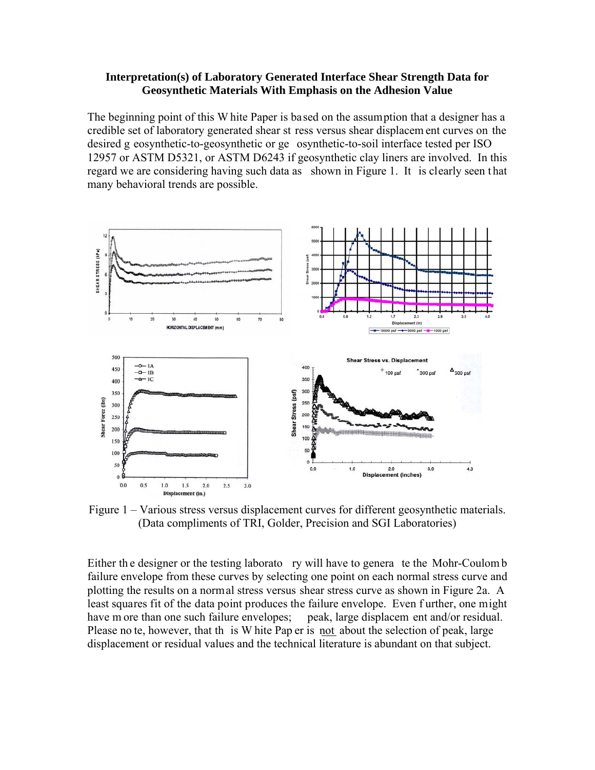**Interpretation(s) of Laboratory Generated Interface Shear Strength Data for Geosynthetic Materials With Emphasis on the Adhesion Value**

The beginning point of this White Paper is based on the assumption that a designer has a credible set of laboratory generated shear stress versus shear displacement curves on the desired geosynthetic-to-geosynthetic or geosynthetic-to-soil interface tested per ISO 12957 or ASTM D5321, or ASTM D6243 if geosynthetic clay liners are involved. In this regard we are considering having such data as shown in Figure 1. It is clearly seen that many behavioral trends are possible.

Figure 1 – Various stress versus displacement curves for different geosynthetic materials. (Data compliments of TRI, Golder, Precision and SGI Laboratories)

Either the designer or the testing laboratory will have to generate the Mohr-Coulomb failure envelope from these curves by selecting one point on each normal stress curve and plotting the results on a normal stress versus shear stress curve as shown in Figure 2a. A least squares fit of the data point produces the failure envelope. Even further, one might have more than one such failure envelopes; peak, large displacement and/or residual. Please note, however, that this White Paper is not about the selection of peak, large displacement or residual values and the technical literature is abundant on that subject.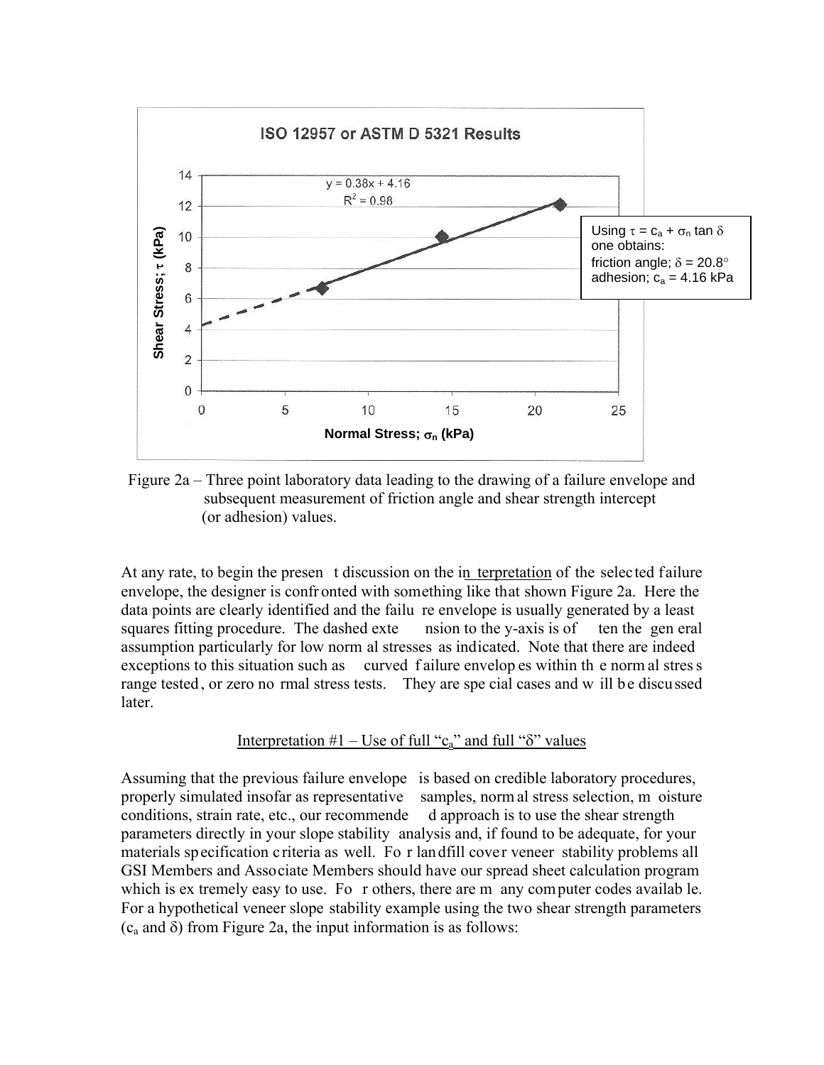Figure 2a – Three point laboratory data leading to the drawing of a failure envelope and subsequent measurement of friction angle and shear strength intercept (or adhesion) values.

At any rate, to begin the present discussion on the interpretation of the selected failure envelope, the designer is confronted with something like that shown Figure 2a. Here the data points are clearly identified and the failure envelope is usually generated by a least squares fitting procedure. The dashed extension to the y-axis is often the general assumption particularly for low normal stresses as indicated. Note that there are indeed exceptions to this situation such as curved failure envelopes within the normal stress range tested, or zero normal stress tests. They are special cases and will be discussed later.

## Interpretation #1 – Use of full "$c_a$" and full "$\delta$" values

Assuming that the previous failure envelope is based on credible laboratory procedures, properly simulated insofar as representative samples, normal stress selection, moisture conditions, strain rate, etc., our recommended approach is to use the shear strength parameters directly in your slope stability analysis and, if found to be adequate, for your materials specification criteria as well. For landfill cover veneer stability problems all GSI Members and Associate Members should have our spread sheet calculation program which is extremely easy to use. For others, there are many computer codes available. For a hypothetical veneer slope stability example using the two shear strength parameters ($c_a$ and $\delta$) from Figure 2a, the input information is as follows: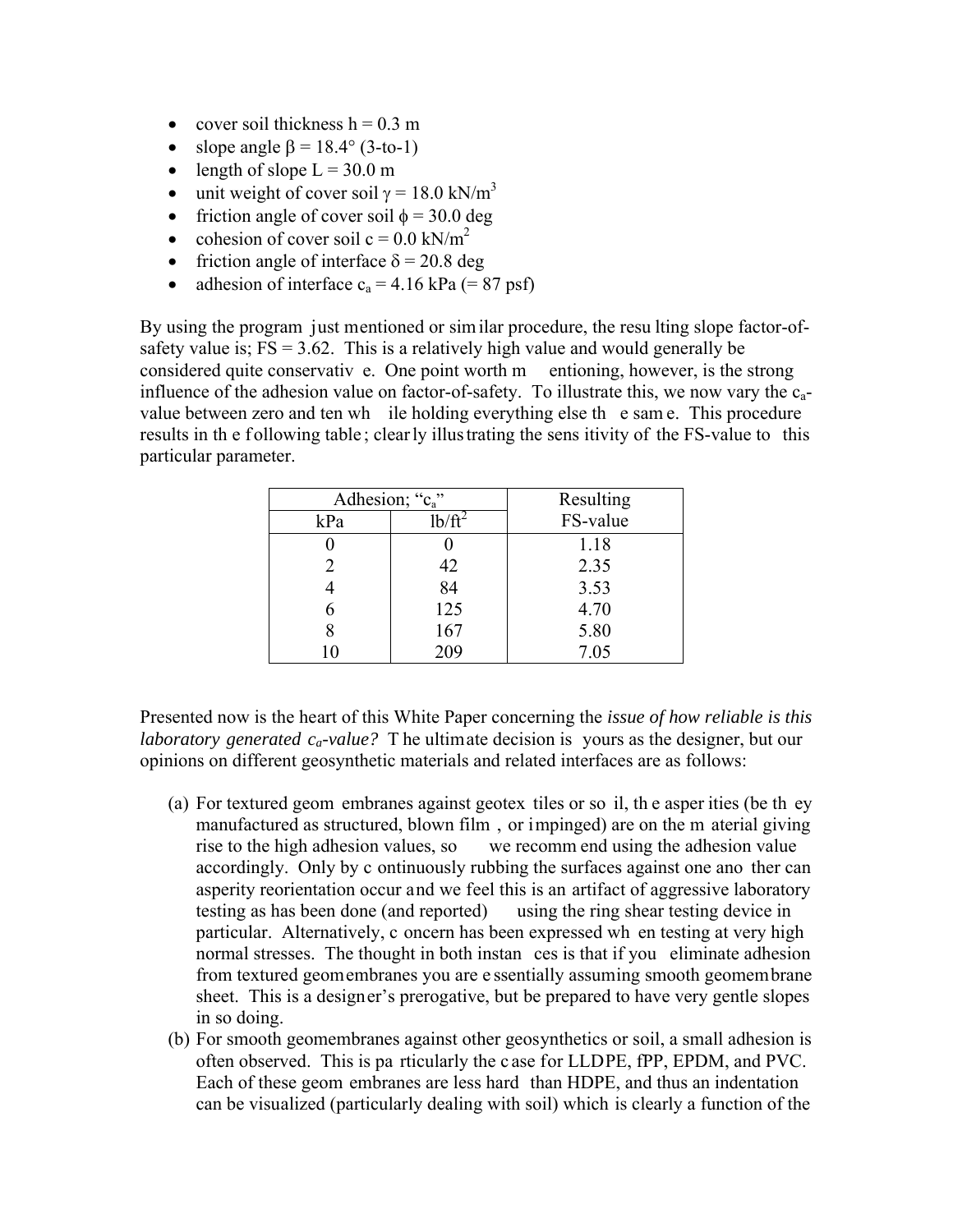- cover soil thickness h = 0.3 m
- slope angle $\beta = 18.4°$ (3-to-1)
- length of slope L = 30.0 m
- unit weight of cover soil $\gamma = 18.0$ kN/m$^3$
- friction angle of cover soil $\phi = 30.0$ deg
- cohesion of cover soil c = 0.0 kN/m$^2$
- friction angle of interface $\delta = 20.8$ deg
- adhesion of interface $c_a = 4.16$ kPa (= 87 psf)

By using the program just mentioned or similar procedure, the resulting slope factor-of-safety value is; FS = 3.62. This is a relatively high value and would generally be considered quite conservative. One point worth mentioning, however, is the strong influence of the adhesion value on factor-of-safety. To illustrate this, we now vary the $c_a$-value between zero and ten while holding everything else the same. This procedure results in the following table; clearly illustrating the sensitivity of the FS-value to this particular parameter.

| Adhesion; "$c_a$" | | Resulting FS-value |
|---|---|---|
| kPa | lb/ft$^2$ | |
| 0 | 0 | 1.18 |
| 2 | 42 | 2.35 |
| 4 | 84 | 3.53 |
| 6 | 125 | 4.70 |
| 8 | 167 | 5.80 |
| 10 | 209 | 7.05 |

Presented now is the heart of this White Paper concerning the *issue of how reliable is this laboratory generated $c_a$-value?* The ultimate decision is yours as the designer, but our opinions on different geosynthetic materials and related interfaces are as follows:

(a) For textured geomembranes against geotextiles or soil, the asperities (be they manufactured as structured, blown film, or impinged) are on the material giving rise to the high adhesion values, so we recommend using the adhesion value accordingly. Only by continuously rubbing the surfaces against one another can asperity reorientation occur and we feel this is an artifact of aggressive laboratory testing as has been done (and reported) using the ring shear testing device in particular. Alternatively, concern has been expressed when testing at very high normal stresses. The thought in both instances is that if you eliminate adhesion from textured geomembranes you are essentially assuming smooth geomembrane sheet. This is a designer's prerogative, but be prepared to have very gentle slopes in so doing.

(b) For smooth geomembranes against other geosynthetics or soil, a small adhesion is often observed. This is particularly the case for LLDPE, fPP, EPDM, and PVC. Each of these geomembranes are less hard than HDPE, and thus an indentation can be visualized (particularly dealing with soil) which is clearly a function of the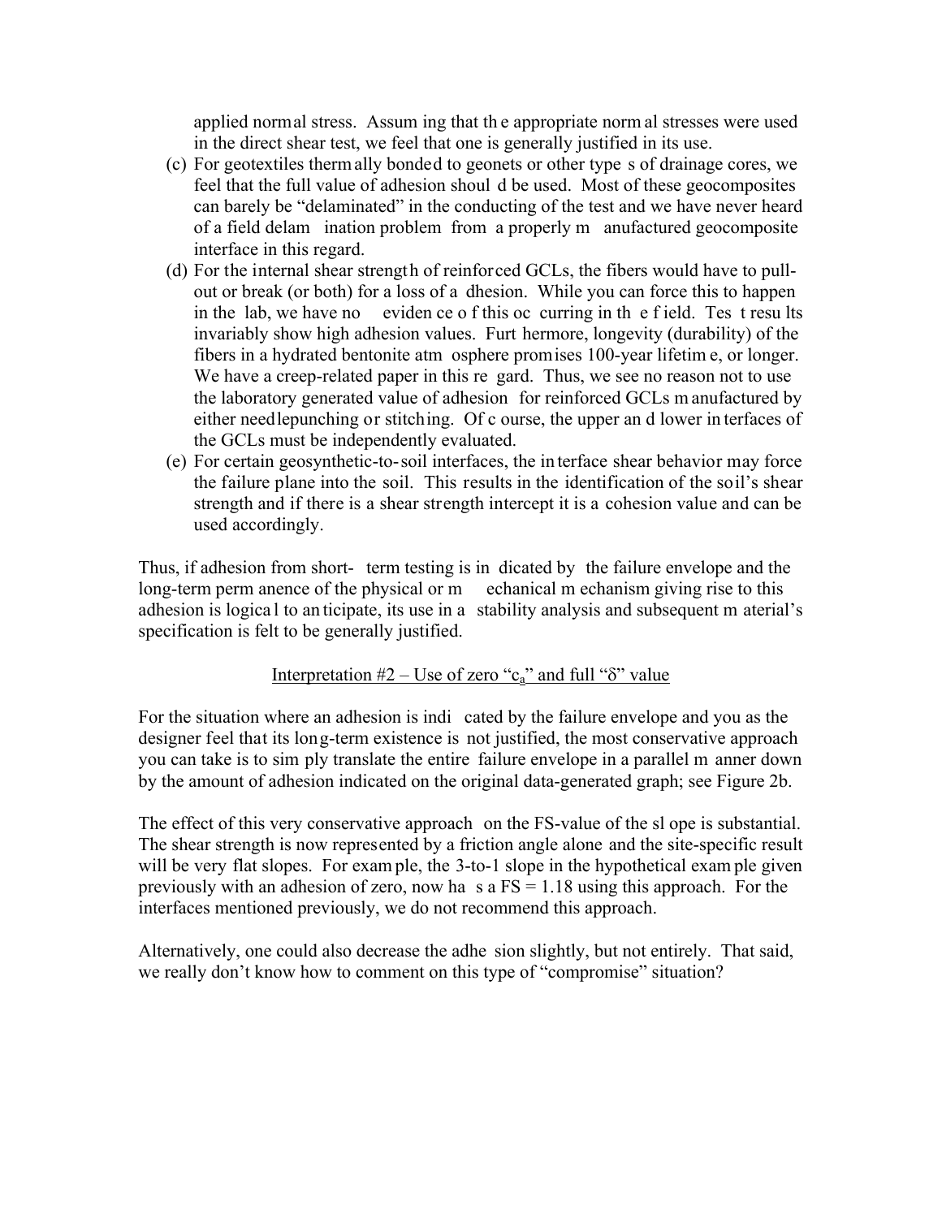applied normal stress. Assuming that the appropriate normal stresses were used in the direct shear test, we feel that one is generally justified in its use.

(c) For geotextiles thermally bonded to geonets or other types of drainage cores, we feel that the full value of adhesion should be used. Most of these geocomposites can barely be "delaminated" in the conducting of the test and we have never heard of a field delamination problem from a properly manufactured geocomposite interface in this regard.

(d) For the internal shear strength of reinforced GCLs, the fibers would have to pull-out or break (or both) for a loss of adhesion. While you can force this to happen in the lab, we have no evidence of this occurring in the field. Test results invariably show high adhesion values. Furthermore, longevity (durability) of the fibers in a hydrated bentonite atmosphere promises 100-year lifetime, or longer. We have a creep-related paper in this regard. Thus, we see no reason not to use the laboratory generated value of adhesion for reinforced GCLs manufactured by either needlepunching or stitching. Of course, the upper and lower interfaces of the GCLs must be independently evaluated.

(e) For certain geosynthetic-to-soil interfaces, the interface shear behavior may force the failure plane into the soil. This results in the identification of the soil's shear strength and if there is a shear strength intercept it is a cohesion value and can be used accordingly.

Thus, if adhesion from short-term testing is indicated by the failure envelope and the long-term permanence of the physical or mechanical mechanism giving rise to this adhesion is logical to anticipate, its use in a stability analysis and subsequent material's specification is felt to be generally justified.

<u>Interpretation #2 – Use of zero "$c_a$" and full "$\delta$" value</u>

For the situation where an adhesion is indicated by the failure envelope and you as the designer feel that its long-term existence is not justified, the most conservative approach you can take is to simply translate the entire failure envelope in a parallel manner down by the amount of adhesion indicated on the original data-generated graph; see Figure 2b.

The effect of this very conservative approach on the FS-value of the slope is substantial. The shear strength is now represented by a friction angle alone and the site-specific result will be very flat slopes. For example, the 3-to-1 slope in the hypothetical example given previously with an adhesion of zero, now has a FS = 1.18 using this approach. For the interfaces mentioned previously, we do not recommend this approach.

Alternatively, one could also decrease the adhesion slightly, but not entirely. That said, we really don't know how to comment on this type of "compromise" situation?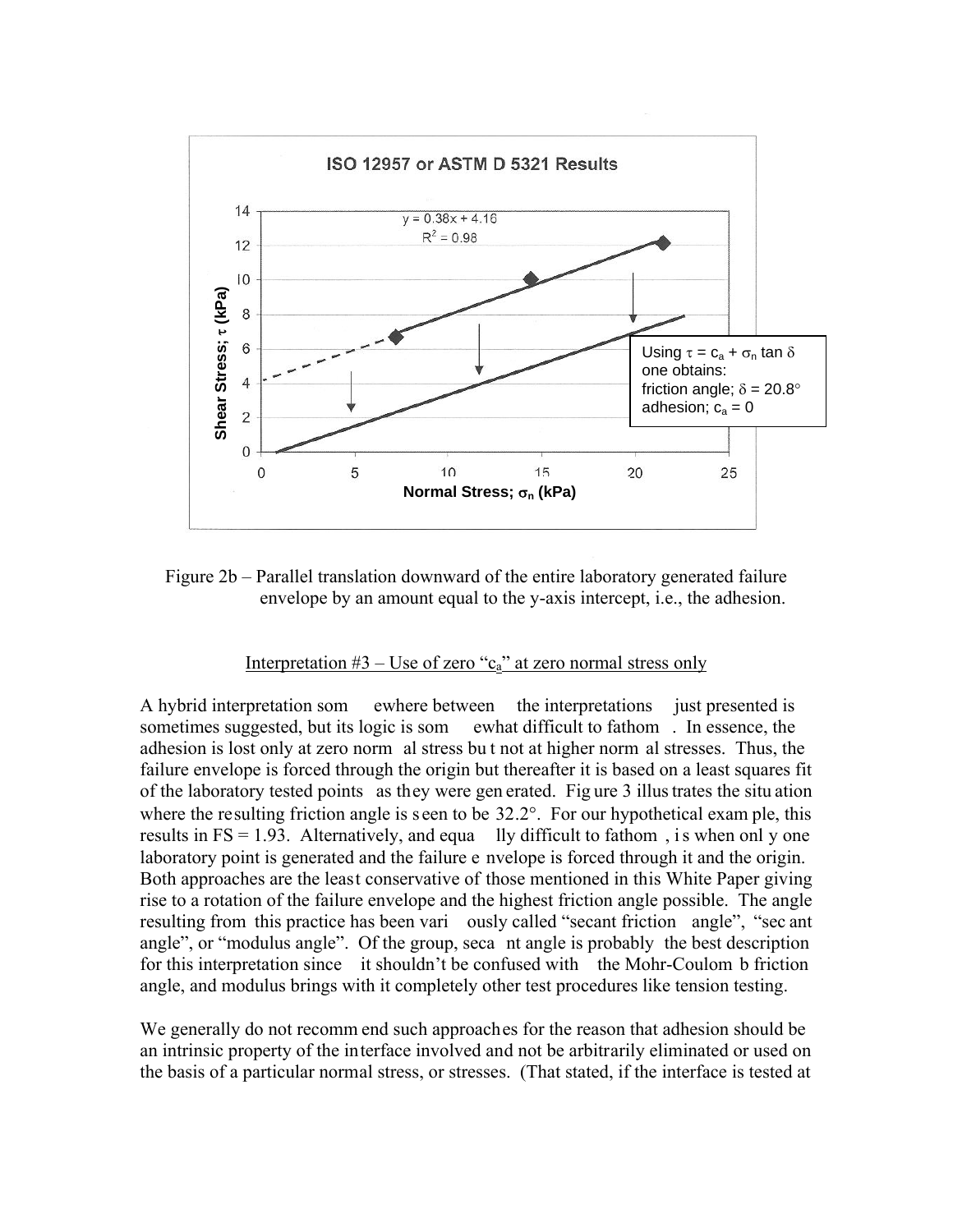Figure 2b – Parallel translation downward of the entire laboratory generated failure envelope by an amount equal to the y-axis intercept, i.e., the adhesion.

Interpretation #3 – Use of zero "$c_a$" at zero normal stress only

A hybrid interpretation somewhere between the interpretations just presented is sometimes suggested, but its logic is somewhat difficult to fathom. In essence, the adhesion is lost only at zero normal stress but not at higher normal stresses. Thus, the failure envelope is forced through the origin but thereafter it is based on a least squares fit of the laboratory tested points as they were generated. Figure 3 illustrates the situation where the resulting friction angle is seen to be 32.2°. For our hypothetical example, this results in FS = 1.93. Alternatively, and equally difficult to fathom, is when only one laboratory point is generated and the failure envelope is forced through it and the origin. Both approaches are the least conservative of those mentioned in this White Paper giving rise to a rotation of the failure envelope and the highest friction angle possible. The angle resulting from this practice has been variously called "secant friction angle", "secant angle", or "modulus angle". Of the group, secant angle is probably the best description for this interpretation since it shouldn't be confused with the Mohr-Coulomb friction angle, and modulus brings with it completely other test procedures like tension testing.

We generally do not recommend such approaches for the reason that adhesion should be an intrinsic property of the interface involved and not be arbitrarily eliminated or used on the basis of a particular normal stress, or stresses. (That stated, if the interface is tested at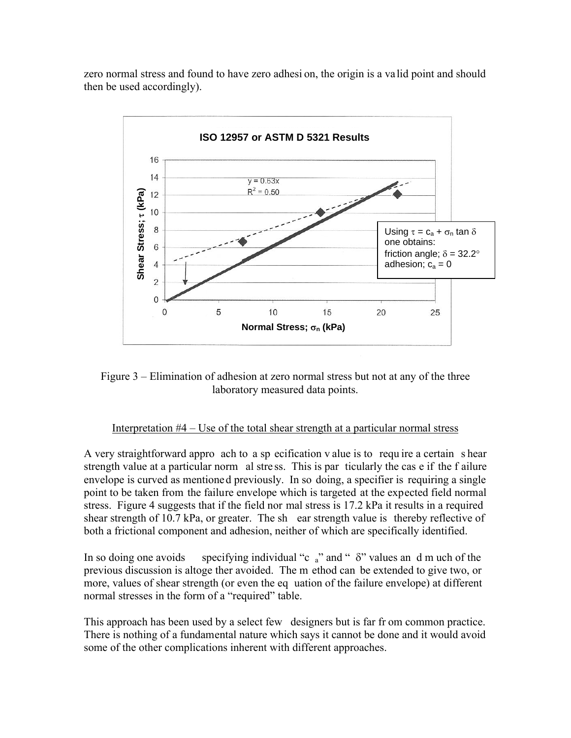zero normal stress and found to have zero adhesion, the origin is a valid point and should then be used accordingly).

Figure 3 – Elimination of adhesion at zero normal stress but not at any of the three laboratory measured data points.

Interpretation #4 – Use of the total shear strength at a particular normal stress

A very straightforward approach to a specification value is to require a certain shear strength value at a particular normal stress. This is particularly the case if the failure envelope is curved as mentioned previously. In so doing, a specifier is requiring a single point to be taken from the failure envelope which is targeted at the expected field normal stress. Figure 4 suggests that if the field normal stress is 17.2 kPa it results in a required shear strength of 10.7 kPa, or greater. The shear strength value is thereby reflective of both a frictional component and adhesion, neither of which are specifically identified.

In so doing one avoids specifying individual "$c_a$" and "$\delta$" values and much of the previous discussion is altogether avoided. The method can be extended to give two, or more, values of shear strength (or even the equation of the failure envelope) at different normal stresses in the form of a "required" table.

This approach has been used by a select few designers but is far from common practice. There is nothing of a fundamental nature which says it cannot be done and it would avoid some of the other complications inherent with different approaches.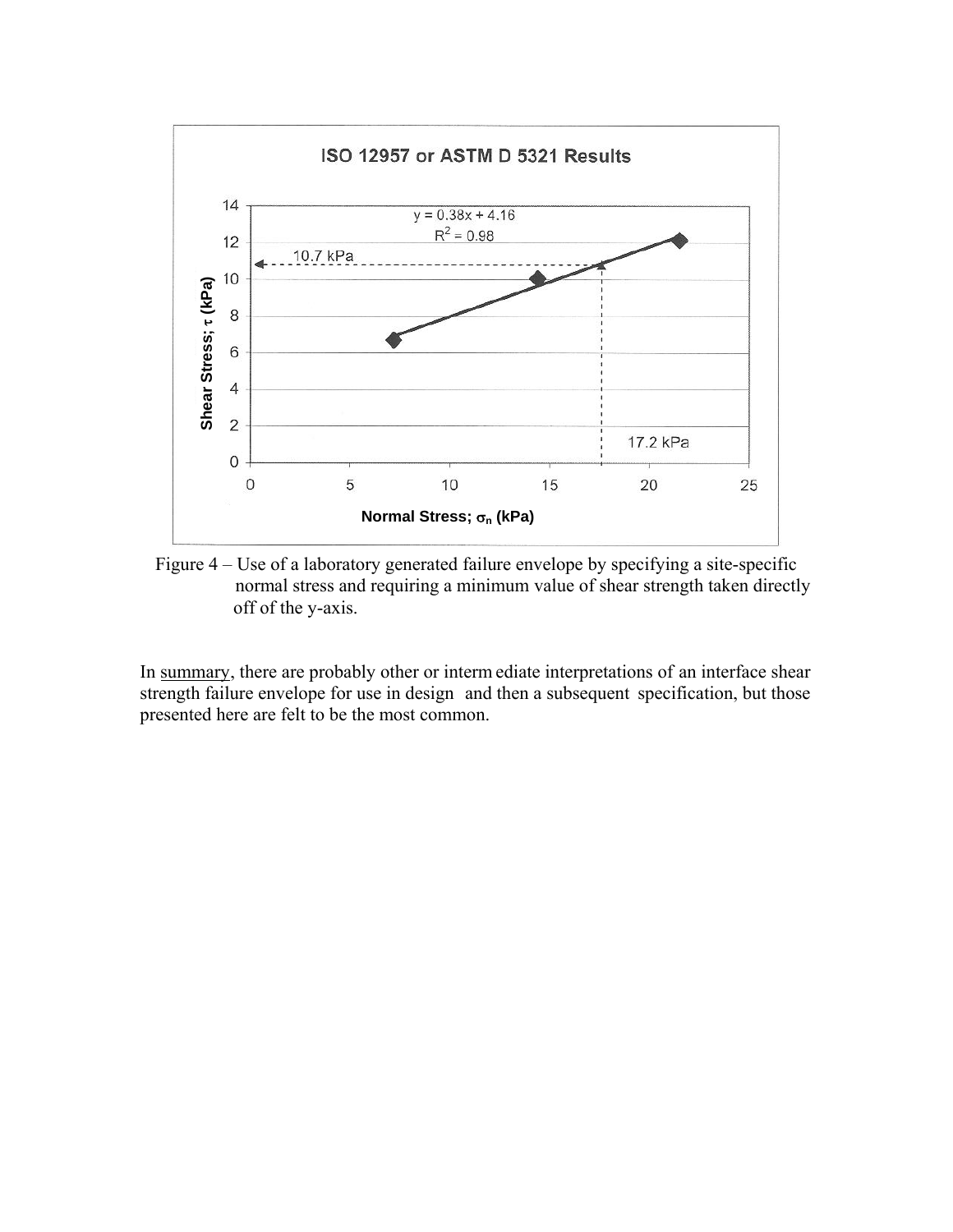ISO 12957 or ASTM D 5321 Results

$y = 0.38x + 4.16$

$R^2 = 0.98$

10.7 kPa

17.2 kPa

Shear Stress; $\tau$ (kPa)

Normal Stress; $\sigma_n$ (kPa)

0 2 4 6 8 10 12 14

0 5 10 15 20 25

Figure 4 – Use of a laboratory generated failure envelope by specifying a site-specific normal stress and requiring a minimum value of shear strength taken directly off of the y-axis.

In summary, there are probably other or intermediate interpretations of an interface shear strength failure envelope for use in design and then a subsequent specification, but those presented here are felt to be the most common.